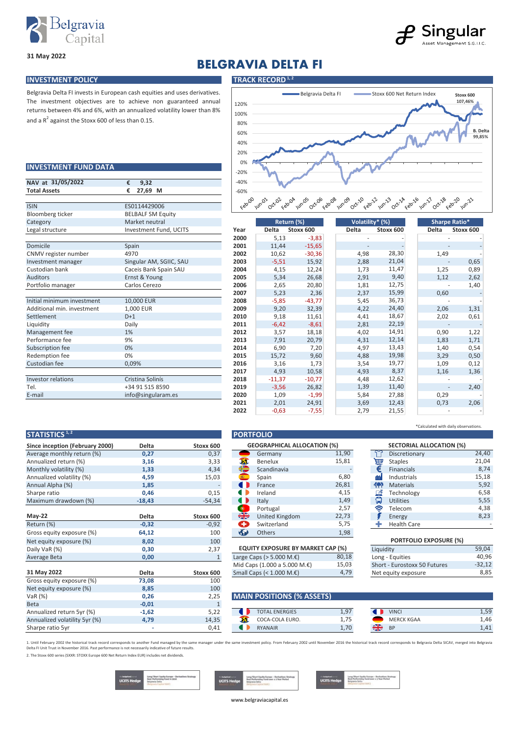31 May 2022

# BELGRAVIA DELTA FI

## INVESTMENT POLICY

Belgravia Delta FI invests in European cash equities and uses derivatives. The investment objectives are to achieve non guaranteed annual returns between 4% and 6%, with an annualized volatility lower than 8% and a $R^2$ against the Stoxx 600 of less than 0.15.

## INVESTMENT FUND DATA

| | |
|---|---|
| NAV at 31/05/2022 | € 9,32 |
| Total Assets | € 27,69 M |
| ISIN | ES0114429006 |
| Bloomberg ticker | BELBALF SM Equity |
| Category | Market neutral |
| Legal structure | Investment Fund, UCITS |
| Domicile | Spain |
| CNMV register number | 4970 |
| Investment manager | Singular AM, SGIIC, SAU |
| Custodian bank | Caceis Bank Spain SAU |
| Auditors | Ernst & Young |
| Portfolio manager | Carlos Cerezo |
| Initial minimum investment | 10,000 EUR |
| Additional min. investment | 1,000 EUR |
| Settlement | D+1 |
| Liquidity | Daily |
| Management fee | 1% |
| Performance fee | 9% |
| Subscription fee | 0% |
| Redemption fee | 0% |
| Custodian fee | 0,09% |
| Investor relations | Cristina Solinís |
| Tel. | +34 91 515 8590 |
| E-mail | info@singularam.es |

## TRACK RECORD [1, 2]

Belgravia Delta FI — Stoxx 600 Net Return Index

Stoxx 600 107,46% — B. Delta 99,85%

| Year | Return (%) Delta | Return (%) Stoxx 600 | Volatility* (%) Delta | Volatility* (%) Stoxx 600 | Sharpe Ratio* Delta | Sharpe Ratio* Stoxx 600 |
|---|---|---|---|---|---|---|
| 2000 | 5,13 | -3,83 | - | - | - | - |
| 2001 | 11,44 | -15,65 | - | - | - | - |
| 2002 | 10,62 | -30,36 | 4,98 | 28,30 | 1,49 | - |
| 2003 | -5,51 | 15,92 | 2,88 | 21,04 | - | 0,65 |
| 2004 | 4,15 | 12,24 | 1,73 | 11,47 | 1,25 | 0,89 |
| 2005 | 5,34 | 26,68 | 2,91 | 9,40 | 1,12 | 2,62 |
| 2006 | 2,65 | 20,80 | 1,81 | 12,75 | - | 1,40 |
| 2007 | 5,23 | 2,36 | 2,37 | 15,99 | 0,60 | - |
| 2008 | -5,85 | -43,77 | 5,45 | 36,73 | - | - |
| 2009 | 9,20 | 32,39 | 4,22 | 24,40 | 2,06 | 1,31 |
| 2010 | 9,18 | 11,61 | 4,41 | 18,67 | 2,02 | 0,61 |
| 2011 | -6,42 | -8,61 | 2,81 | 22,19 | - | - |
| 2012 | 3,57 | 18,18 | 4,02 | 14,91 | 0,90 | 1,22 |
| 2013 | 7,91 | 20,79 | 4,31 | 12,14 | 1,83 | 1,71 |
| 2014 | 6,90 | 7,20 | 4,97 | 13,43 | 1,40 | 0,54 |
| 2015 | 15,72 | 9,60 | 4,88 | 19,98 | 3,29 | 0,50 |
| 2016 | 3,16 | 1,73 | 3,54 | 19,77 | 1,09 | 0,12 |
| 2017 | 4,93 | 10,58 | 4,93 | 8,37 | 1,16 | 1,36 |
| 2018 | -11,37 | -10,77 | 4,48 | 12,62 | - | - |
| 2019 | -3,56 | 26,82 | 1,39 | 11,40 | - | 2,40 |
| 2020 | 1,09 | -1,99 | 5,84 | 27,88 | 0,29 | - |
| 2021 | 2,01 | 24,91 | 3,69 | 12,43 | 0,73 | 2,06 |
| 2022 | -0,63 | -7,55 | 2,79 | 21,55 | - | - |

*Calculated with daily observations.

## STATISTICS [1, 2]

| Since inception (February 2000) | Delta | Stoxx 600 |
|---|---|---|
| Average monthly return (%) | 0,27 | 0,37 |
| Annualized return (%) | 3,16 | 3,33 |
| Monthly volatility (%) | 1,33 | 4,34 |
| Annualized volatility (%) | 4,59 | 15,03 |
| Annual Alpha (%) | 1,85 | - |
| Sharpe ratio | 0,46 | 0,15 |
| Maximum drawdown (%) | -18,43 | -54,34 |

| May-22 | Delta | Stoxx 600 |
|---|---|---|
| Return (%) | -0,32 | -0,92 |
| Gross equity exposure (%) | 64,12 | 100 |
| Net equity exposure (%) | 8,02 | 100 |
| Daily VaR (%) | 0,30 | 2,37 |
| Average Beta | 0,00 | 1 |

| 31 May 2022 | Delta | Stoxx 600 |
|---|---|---|
| Gross equity exposure (%) | 73,08 | 100 |
| Net equity exposure (%) | 8,85 | 100 |
| VaR (%) | 0,26 | 2,25 |
| Beta | -0,01 | 1 |
| Annualized return 5yr (%) | -1,62 | 5,22 |
| Annualized volatility 5yr (%) | 4,79 | 14,35 |
| Sharpe ratio 5yr | - | 0,41 |

## PORTFOLIO

| GEOGRAPHICAL ALLOCATION (%) | |
|---|---|
| Germany | 11,90 |
| Benelux | 15,81 |
| Scandinavia | - |
| Spain | 6,80 |
| France | 26,81 |
| Ireland | 4,15 |
| Italy | 1,49 |
| Portugal | 2,57 |
| United Kingdom | 22,73 |
| Switzerland | 5,75 |
| Others | 1,98 |

| SECTORIAL ALLOCATION (%) | |
|---|---|
| Discretionary | 24,40 |
| Staples | 21,04 |
| Financials | 8,74 |
| Industrials | 15,18 |
| Materials | 5,92 |
| Technology | 6,58 |
| Utilities | 5,55 |
| Telecom | 4,38 |
| Energy | 8,23 |
| Health Care | - |

| EQUITY EXPOSURE BY MARKET CAP (%) | |
|---|---|
| Large Caps (> 5.000 M.€) | 80,18 |
| Mid Caps (1.000 a 5.000 M.€) | 15,03 |
| Small Caps (< 1.000 M.€) | 4,79 |

| PORTFOLIO EXPOSURE (%) | |
|---|---|
| Liquidity | 59,04 |
| Long - Equities | 40,96 |
| Short - Eurostoxx 50 Futures | -32,12 |
| Net equity exposure | 8,85 |

## MAIN POSITIONS (% ASSETS)

| | | | |
|---|---|---|---|
| TOTAL ENERGIES | 1,97 | VINCI | 1,59 |
| COCA-COLA EURO. | 1,75 | MERCK KGAA | 1,46 |
| RYANAIR | 1,70 | BP | 1,41 |

1. Until February 2002 the historical track record corresponds to another Fund managed by the same manager under the same investment policy. From February 2002 until November 2016 the historical track record corresponds to Belgravia Delta SICAV, merged into Belgravia Delta FI Unit Trust in November 2016. Past performance is not necessarily indicative of future results.

2. The Stoxx 600 series (SXXR: STOXX Europe 600 Net Return Index EUR) includes net dividends.

www.belgraviacapital.es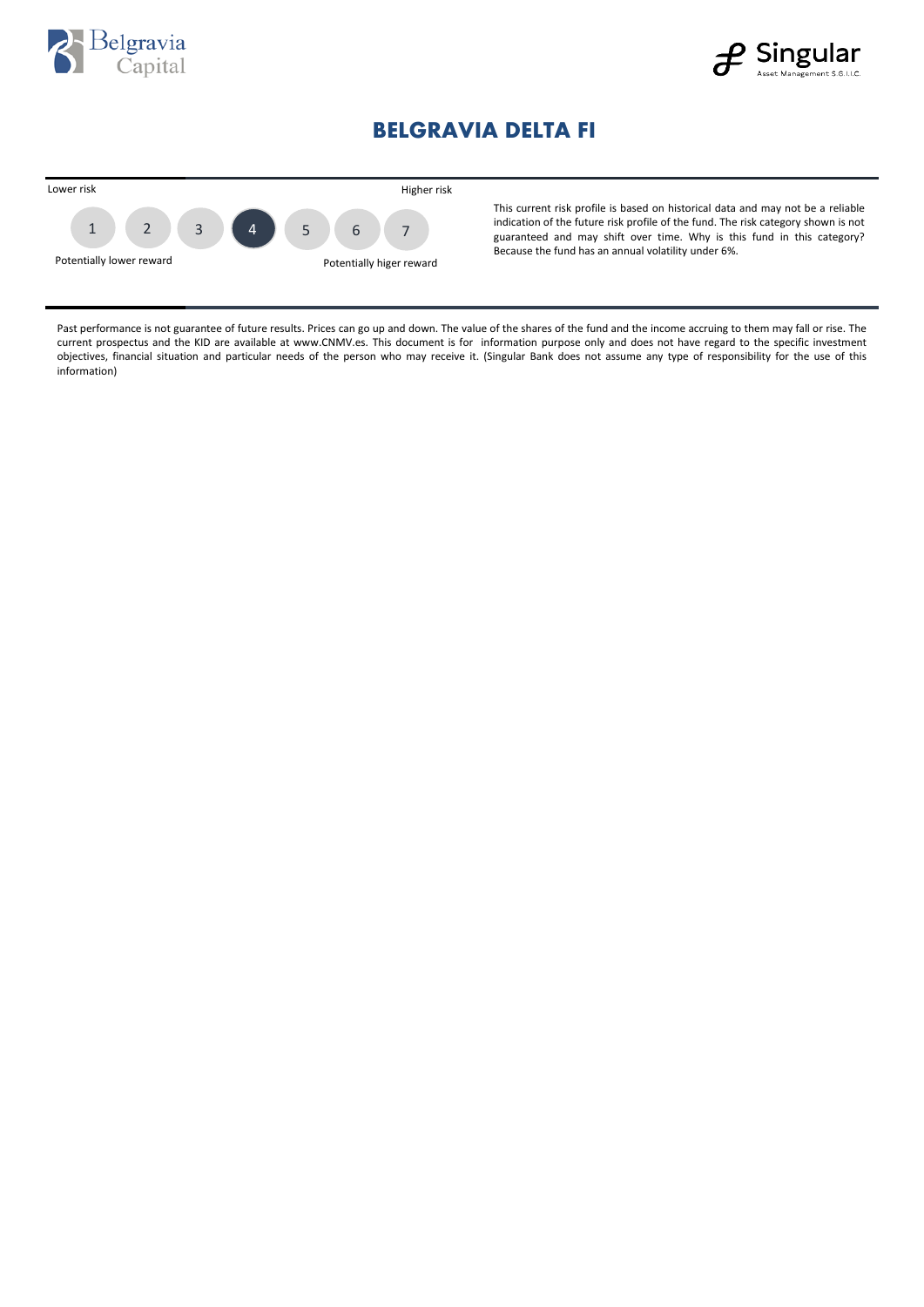# BELGRAVIA DELTA FI

Lower risk

Higher risk

1 2 3 4 5 6 7

Potentially lower reward

Potentially higer reward

This current risk profile is based on historical data and may not be a reliable indication of the future risk profile of the fund. The risk category shown is not guaranteed and may shift over time. Why is this fund in this category? Because the fund has an annual volatility under 6%.

Past performance is not guarantee of future results. Prices can go up and down. The value of the shares of the fund and the income accruing to them may fall or rise. The current prospectus and the KID are available at www.CNMV.es. This document is for information purpose only and does not have regard to the specific investment objectives, financial situation and particular needs of the person who may receive it. (Singular Bank does not assume any type of responsibility for the use of this information)